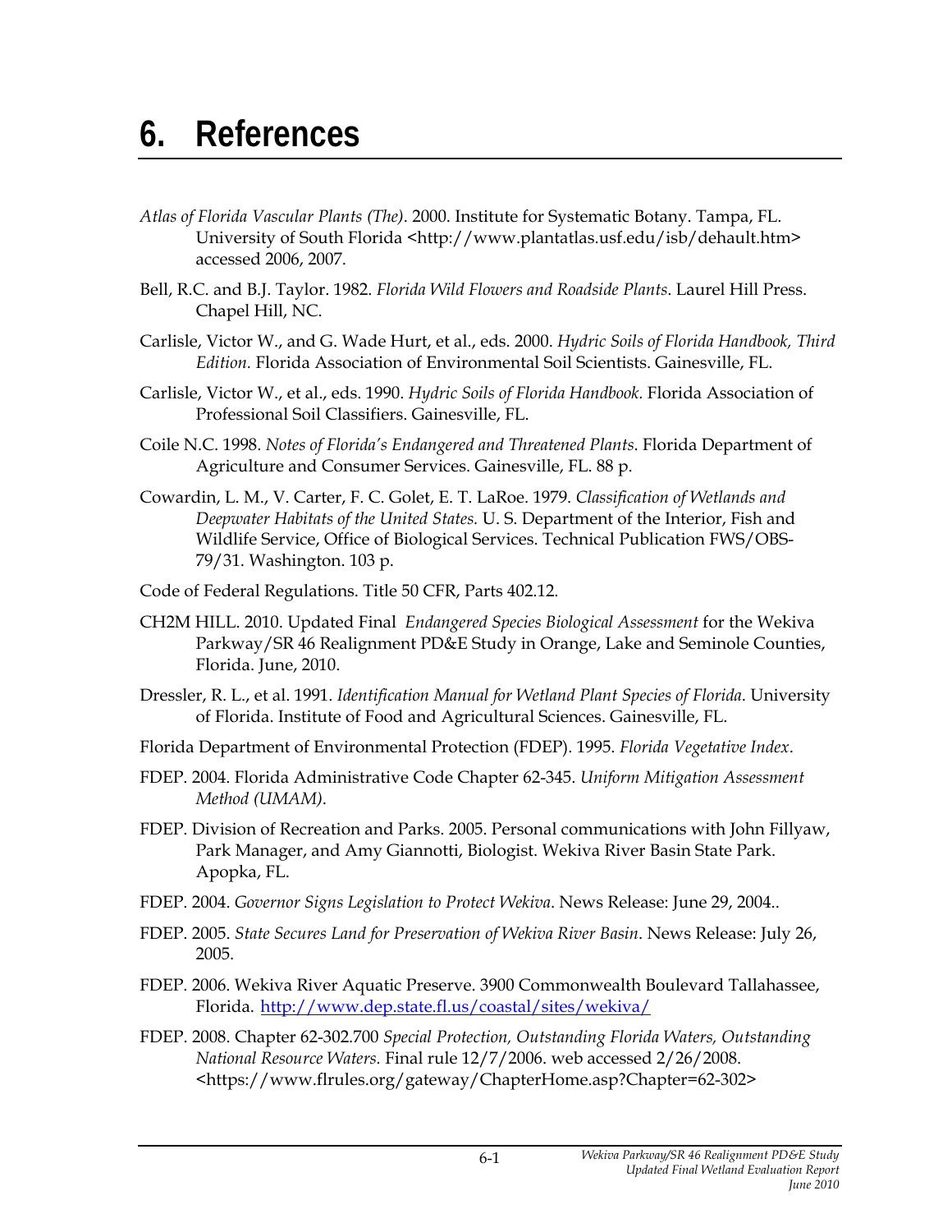# 6. References

*Atlas of Florida Vascular Plants (The)*. 2000. Institute for Systematic Botany. Tampa, FL. University of South Florida <http://www.plantatlas.usf.edu/isb/dehault.htm> accessed 2006, 2007.

Bell, R.C. and B.J. Taylor. 1982. *Florida Wild Flowers and Roadside Plants*. Laurel Hill Press. Chapel Hill, NC.

Carlisle, Victor W., and G. Wade Hurt, et al., eds. 2000. *Hydric Soils of Florida Handbook, Third Edition.* Florida Association of Environmental Soil Scientists. Gainesville, FL.

Carlisle, Victor W., et al., eds. 1990. *Hydric Soils of Florida Handbook.* Florida Association of Professional Soil Classifiers. Gainesville, FL.

Coile N.C. 1998. *Notes of Florida's Endangered and Threatened Plants*. Florida Department of Agriculture and Consumer Services. Gainesville, FL. 88 p.

Cowardin, L. M., V. Carter, F. C. Golet, E. T. LaRoe. 1979. *Classification of Wetlands and Deepwater Habitats of the United States.* U. S. Department of the Interior, Fish and Wildlife Service, Office of Biological Services. Technical Publication FWS/OBS-79/31. Washington. 103 p.

Code of Federal Regulations. Title 50 CFR, Parts 402.12.

CH2M HILL. 2010. Updated Final *Endangered Species Biological Assessment* for the Wekiva Parkway/SR 46 Realignment PD&E Study in Orange, Lake and Seminole Counties, Florida. June, 2010.

Dressler, R. L., et al. 1991. *Identification Manual for Wetland Plant Species of Florida*. University of Florida. Institute of Food and Agricultural Sciences. Gainesville, FL.

Florida Department of Environmental Protection (FDEP). 1995. *Florida Vegetative Index*.

FDEP. 2004. Florida Administrative Code Chapter 62-345. *Uniform Mitigation Assessment Method (UMAM).*

FDEP. Division of Recreation and Parks. 2005. Personal communications with John Fillyaw, Park Manager, and Amy Giannotti, Biologist. Wekiva River Basin State Park. Apopka, FL.

FDEP. 2004. *Governor Signs Legislation to Protect Wekiva*. News Release: June 29, 2004..

FDEP. 2005. *State Secures Land for Preservation of Wekiva River Basin*. News Release: July 26, 2005.

FDEP. 2006. Wekiva River Aquatic Preserve. 3900 Commonwealth Boulevard Tallahassee, Florida. http://www.dep.state.fl.us/coastal/sites/wekiva/

FDEP. 2008. Chapter 62-302.700 *Special Protection, Outstanding Florida Waters, Outstanding National Resource Waters.* Final rule 12/7/2006. web accessed 2/26/2008. <https://www.flrules.org/gateway/ChapterHome.asp?Chapter=62-302>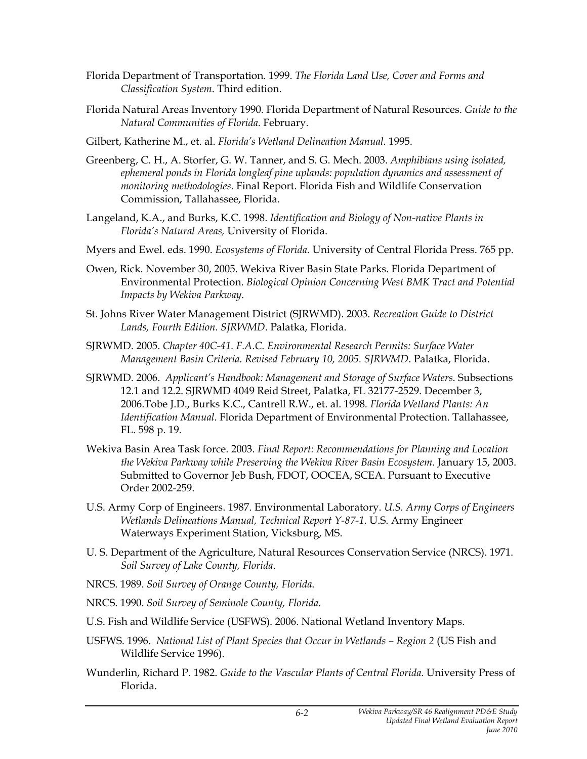Florida Department of Transportation. 1999. *The Florida Land Use, Cover and Forms and Classification System*. Third edition.

Florida Natural Areas Inventory 1990. Florida Department of Natural Resources. *Guide to the Natural Communities of Florida.* February.

Gilbert, Katherine M., et. al. *Florida's Wetland Delineation Manual.* 1995.

Greenberg, C. H., A. Storfer, G. W. Tanner, and S. G. Mech. 2003. *Amphibians using isolated, ephemeral ponds in Florida longleaf pine uplands: population dynamics and assessment of monitoring methodologies.* Final Report. Florida Fish and Wildlife Conservation Commission, Tallahassee, Florida.

Langeland, K.A., and Burks, K.C. 1998. *Identification and Biology of Non-native Plants in Florida's Natural Areas,* University of Florida.

Myers and Ewel. eds. 1990. *Ecosystems of Florida.* University of Central Florida Press. 765 pp.

Owen, Rick. November 30, 2005. Wekiva River Basin State Parks. Florida Department of Environmental Protection. *Biological Opinion Concerning West BMK Tract and Potential Impacts by Wekiva Parkway.*

St. Johns River Water Management District (SJRWMD). 2003. *Recreation Guide to District Lands, Fourth Edition. SJRWMD*. Palatka, Florida.

SJRWMD. 2005. *Chapter 40C-41. F.A.C. Environmental Research Permits: Surface Water Management Basin Criteria. Revised February 10, 2005. SJRWMD*. Palatka, Florida.

SJRWMD. 2006. *Applicant's Handbook: Management and Storage of Surface Waters*. Subsections 12.1 and 12.2. SJRWMD 4049 Reid Street, Palatka, FL 32177-2529. December 3, 2006.Tobe J.D., Burks K.C., Cantrell R.W., et. al. 1998. *Florida Wetland Plants: An Identification Manual*. Florida Department of Environmental Protection. Tallahassee, FL. 598 p. 19.

Wekiva Basin Area Task force. 2003. *Final Report: Recommendations for Planning and Location the Wekiva Parkway while Preserving the Wekiva River Basin Ecosystem*. January 15, 2003. Submitted to Governor Jeb Bush, FDOT, OOCEA, SCEA. Pursuant to Executive Order 2002-259.

U.S. Army Corp of Engineers. 1987. Environmental Laboratory. *U.S. Army Corps of Engineers Wetlands Delineations Manual, Technical Report Y-87-1.* U.S. Army Engineer Waterways Experiment Station, Vicksburg, MS.

U. S. Department of the Agriculture, Natural Resources Conservation Service (NRCS). 1971. *Soil Survey of Lake County, Florida*.

NRCS. 1989. *Soil Survey of Orange County, Florida.*

NRCS. 1990. *Soil Survey of Seminole County, Florida*.

U.S. Fish and Wildlife Service (USFWS). 2006. National Wetland Inventory Maps.

USFWS. 1996. *National List of Plant Species that Occur in Wetlands – Region 2* (US Fish and Wildlife Service 1996).

Wunderlin, Richard P. 1982. *Guide to the Vascular Plants of Central Florida*. University Press of Florida.